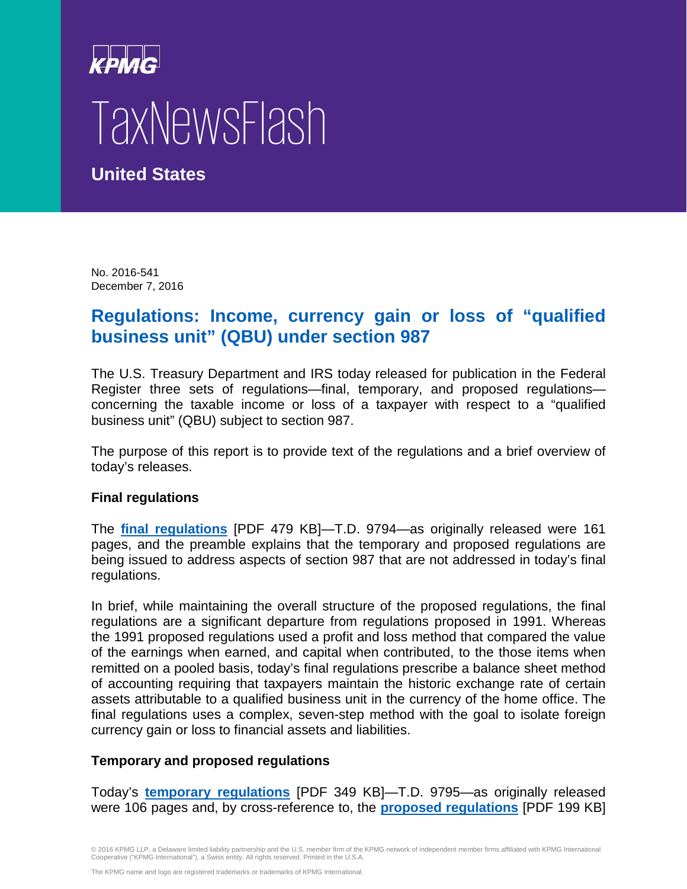# TaxNewsFlash

**United States**

No. 2016-541
December 7, 2016

## Regulations: Income, currency gain or loss of "qualified business unit" (QBU) under section 987

The U.S. Treasury Department and IRS today released for publication in the Federal Register three sets of regulations—final, temporary, and proposed regulations—concerning the taxable income or loss of a taxpayer with respect to a "qualified business unit" (QBU) subject to section 987.

The purpose of this report is to provide text of the regulations and a brief overview of today's releases.

### Final regulations

The **final regulations** [PDF 479 KB]—T.D. 9794—as originally released were 161 pages, and the preamble explains that the temporary and proposed regulations are being issued to address aspects of section 987 that are not addressed in today's final regulations.

In brief, while maintaining the overall structure of the proposed regulations, the final regulations are a significant departure from regulations proposed in 1991. Whereas the 1991 proposed regulations used a profit and loss method that compared the value of the earnings when earned, and capital when contributed, to the those items when remitted on a pooled basis, today's final regulations prescribe a balance sheet method of accounting requiring that taxpayers maintain the historic exchange rate of certain assets attributable to a qualified business unit in the currency of the home office. The final regulations uses a complex, seven-step method with the goal to isolate foreign currency gain or loss to financial assets and liabilities.

### Temporary and proposed regulations

Today's **temporary regulations** [PDF 349 KB]—T.D. 9795—as originally released were 106 pages and, by cross-reference to, the **proposed regulations** [PDF 199 KB]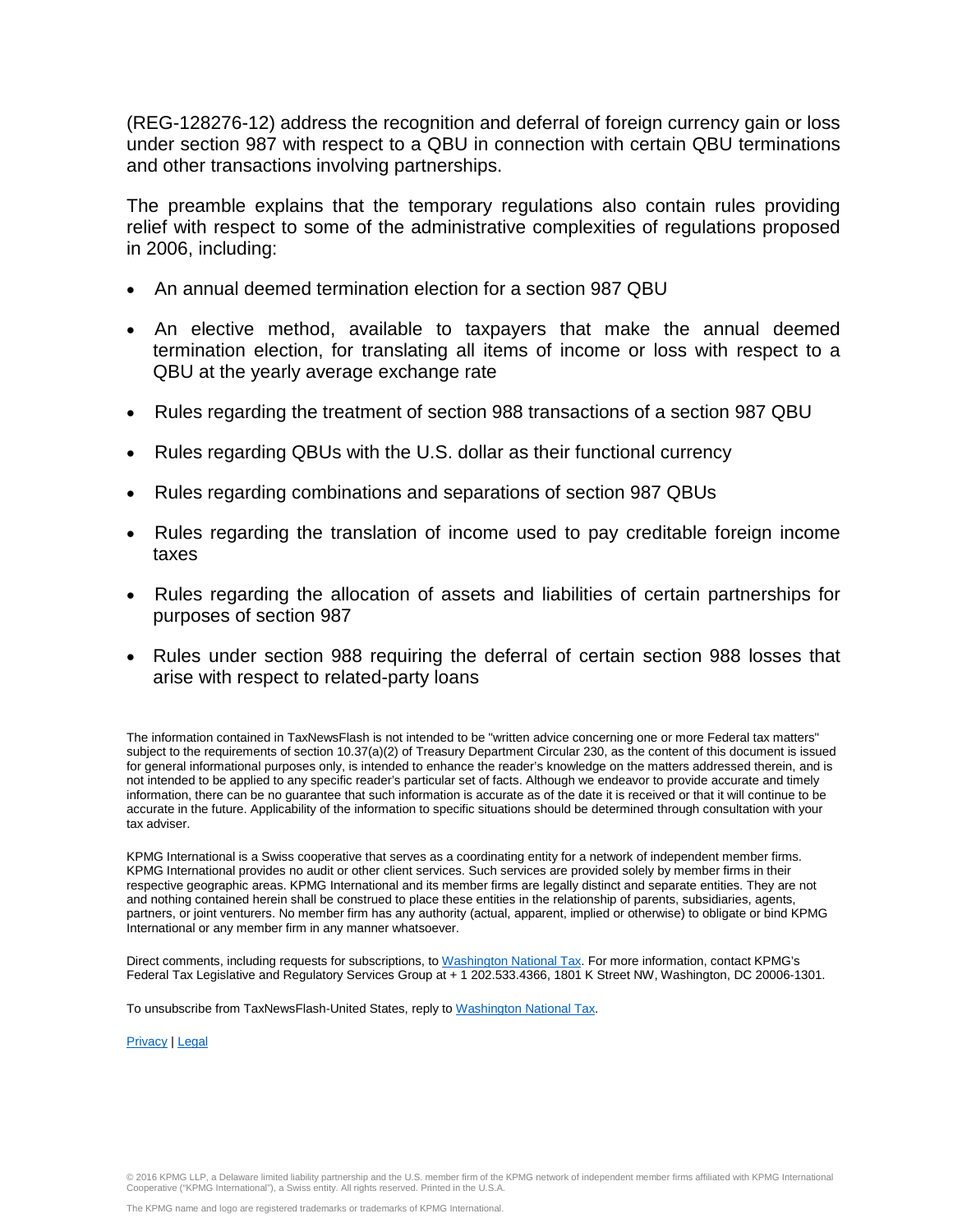(REG-128276-12) address the recognition and deferral of foreign currency gain or loss under section 987 with respect to a QBU in connection with certain QBU terminations and other transactions involving partnerships.

The preamble explains that the temporary regulations also contain rules providing relief with respect to some of the administrative complexities of regulations proposed in 2006, including:

- An annual deemed termination election for a section 987 QBU
- An elective method, available to taxpayers that make the annual deemed termination election, for translating all items of income or loss with respect to a QBU at the yearly average exchange rate
- Rules regarding the treatment of section 988 transactions of a section 987 QBU
- Rules regarding QBUs with the U.S. dollar as their functional currency
- Rules regarding combinations and separations of section 987 QBUs
- Rules regarding the translation of income used to pay creditable foreign income taxes
- Rules regarding the allocation of assets and liabilities of certain partnerships for purposes of section 987
- Rules under section 988 requiring the deferral of certain section 988 losses that arise with respect to related-party loans

The information contained in TaxNewsFlash is not intended to be "written advice concerning one or more Federal tax matters" subject to the requirements of section 10.37(a)(2) of Treasury Department Circular 230, as the content of this document is issued for general informational purposes only, is intended to enhance the reader's knowledge on the matters addressed therein, and is not intended to be applied to any specific reader's particular set of facts. Although we endeavor to provide accurate and timely information, there can be no guarantee that such information is accurate as of the date it is received or that it will continue to be accurate in the future. Applicability of the information to specific situations should be determined through consultation with your tax adviser.

KPMG International is a Swiss cooperative that serves as a coordinating entity for a network of independent member firms. KPMG International provides no audit or other client services. Such services are provided solely by member firms in their respective geographic areas. KPMG International and its member firms are legally distinct and separate entities. They are not and nothing contained herein shall be construed to place these entities in the relationship of parents, subsidiaries, agents, partners, or joint venturers. No member firm has any authority (actual, apparent, implied or otherwise) to obligate or bind KPMG International or any member firm in any manner whatsoever.

Direct comments, including requests for subscriptions, to Washington National Tax. For more information, contact KPMG's Federal Tax Legislative and Regulatory Services Group at + 1 202.533.4366, 1801 K Street NW, Washington, DC 20006-1301.

To unsubscribe from TaxNewsFlash-United States, reply to Washington National Tax.

Privacy | Legal

© 2016 KPMG LLP, a Delaware limited liability partnership and the U.S. member firm of the KPMG network of independent member firms affiliated with KPMG International Cooperative ("KPMG International"), a Swiss entity. All rights reserved. Printed in the U.S.A.

The KPMG name and logo are registered trademarks or trademarks of KPMG International.